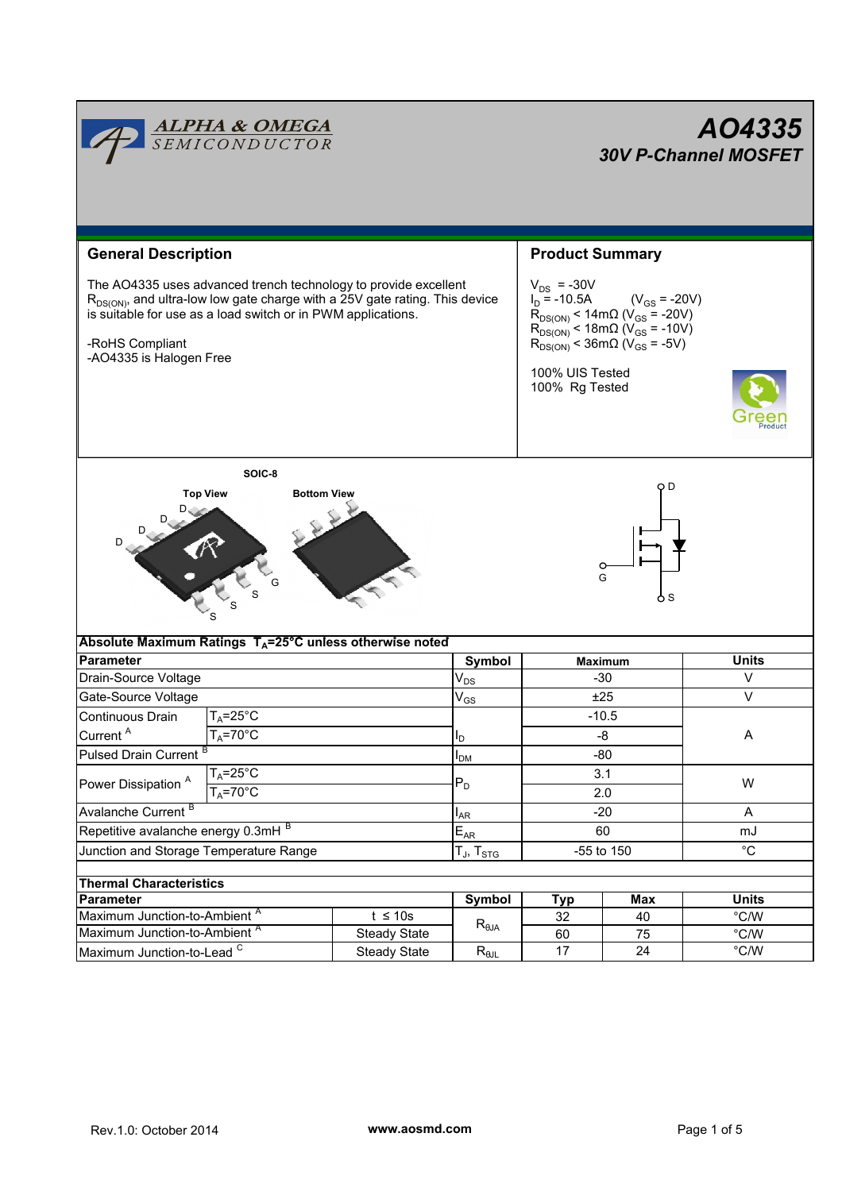# AO4335

## 30V P-Channel MOSFET

ALPHA & OMEGA SEMICONDUCTOR

## General Description

The AO4335 uses advanced trench technology to provide excellent $R_{DS(ON)}$, and ultra-low low gate charge with a 25V gate rating. This device is suitable for use as a load switch or in PWM applications.

-RoHS Compliant
-AO4335 is Halogen Free

## Product Summary

$V_{DS}$ = -30V
$I_D$ = -10.5A ($V_{GS}$ = -20V)
$R_{DS(ON)}$ < 14mΩ ($V_{GS}$ = -20V)
$R_{DS(ON)}$ < 18mΩ ($V_{GS}$ = -10V)
$R_{DS(ON)}$ < 36mΩ ($V_{GS}$ = -5V)

100% UIS Tested
100% Rg Tested

SOIC-8

Top View — Bottom View

D D D D / G S S S

D, G, S

## Absolute Maximum Ratings $T_A$=25°C unless otherwise noted

| Parameter | | Symbol | Maximum | Units |
|---|---|---|---|---|
| Drain-Source Voltage | | $V_{DS}$ | -30 | V |
| Gate-Source Voltage | | $V_{GS}$ | ±25 | V |
| Continuous Drain Current [A] | $T_A$=25°C | $I_D$ | -10.5 | A |
| | $T_A$=70°C | | -8 | |
| Pulsed Drain Current [B] | | $I_{DM}$ | -80 | |
| Power Dissipation [A] | $T_A$=25°C | $P_D$ | 3.1 | W |
| | $T_A$=70°C | | 2.0 | |
| Avalanche Current [B] | | $I_{AR}$ | -20 | A |
| Repetitive avalanche energy 0.3mH [B] | | $E_{AR}$ | 60 | mJ |
| Junction and Storage Temperature Range | | $T_J$, $T_{STG}$ | -55 to 150 | °C |

## Thermal Characteristics

| Parameter | | Symbol | Typ | Max | Units |
|---|---|---|---|---|---|
| Maximum Junction-to-Ambient [A] | t ≤ 10s | $R_{\theta JA}$ | 32 | 40 | °C/W |
| Maximum Junction-to-Ambient [A] | Steady State | | 60 | 75 | °C/W |
| Maximum Junction-to-Lead [C] | Steady State | $R_{\theta JL}$ | 17 | 24 | °C/W |

Rev.1.0: October 2014 www.aosmd.com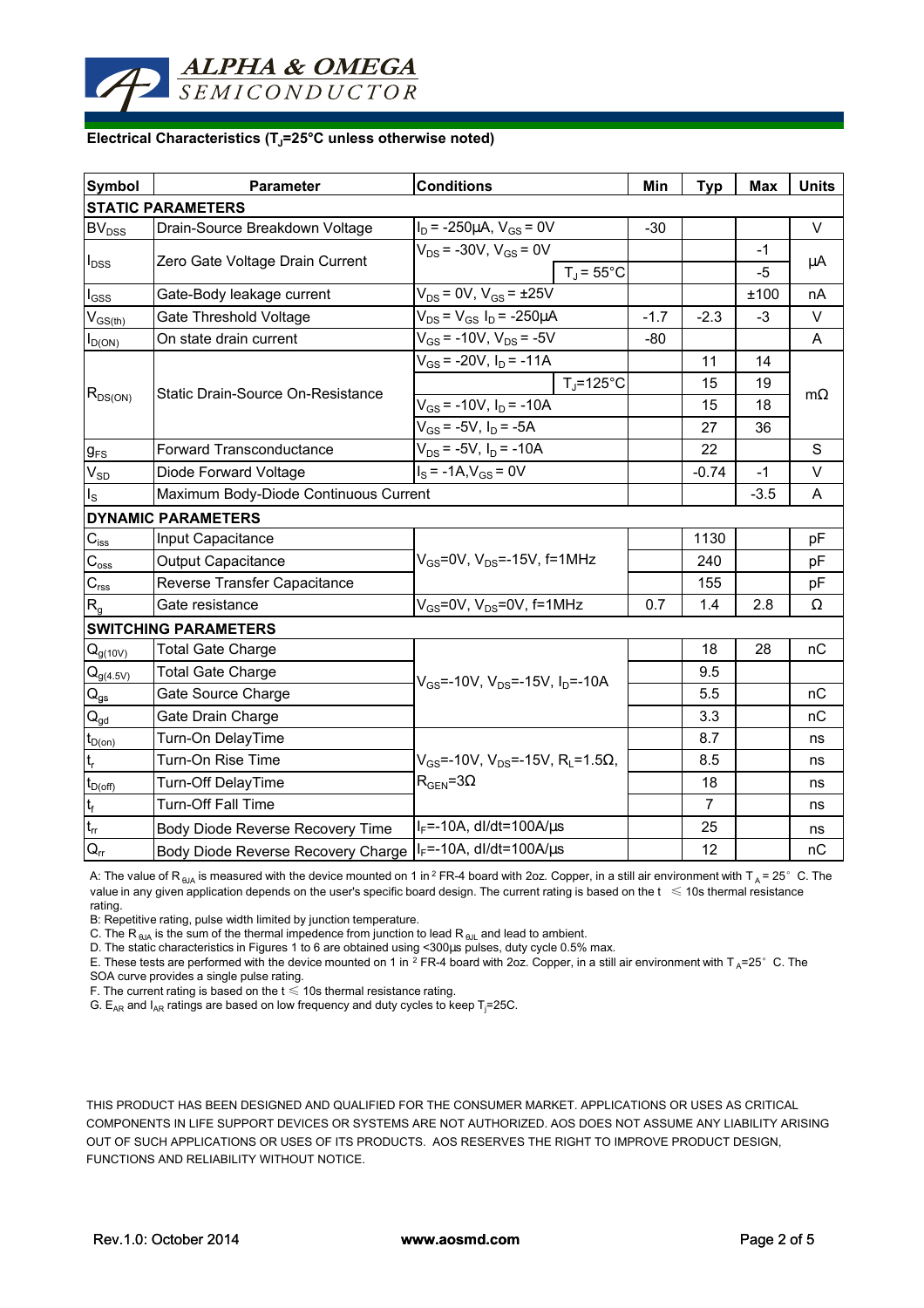**Electrical Characteristics ($T_J$=25°C unless otherwise noted)**

| Symbol | Parameter | Conditions | | Min | Typ | Max | Units |
|---|---|---|---|---|---|---|---|
| **STATIC PARAMETERS** | | | | | | | |
| $BV_{DSS}$ | Drain-Source Breakdown Voltage | $I_D$ = -250µA, $V_{GS}$ = 0V | | -30 | | | V |
| $I_{DSS}$ | Zero Gate Voltage Drain Current | $V_{DS}$ = -30V, $V_{GS}$ = 0V | | | | -1 | µA |
| | | | $T_J$ = 55°C | | | -5 | |
| $I_{GSS}$ | Gate-Body leakage current | $V_{DS}$ = 0V, $V_{GS}$ = ±25V | | | | ±100 | nA |
| $V_{GS(th)}$ | Gate Threshold Voltage | $V_{DS}$ = $V_{GS}$ $I_D$ = -250µA | | -1.7 | -2.3 | -3 | V |
| $I_{D(ON)}$ | On state drain current | $V_{GS}$ = -10V, $V_{DS}$ = -5V | | -80 | | | A |
| $R_{DS(ON)}$ | Static Drain-Source On-Resistance | $V_{GS}$ = -20V, $I_D$ = -11A | | | 11 | 14 | mΩ |
| | | | $T_J$=125°C | | 15 | 19 | |
| | | $V_{GS}$ = -10V, $I_D$ = -10A | | | 15 | 18 | |
| | | $V_{GS}$ = -5V, $I_D$ = -5A | | | 27 | 36 | |
| $g_{FS}$ | Forward Transconductance | $V_{DS}$ = -5V, $I_D$ = -10A | | | 22 | | S |
| $V_{SD}$ | Diode Forward Voltage | $I_S$ = -1A,$V_{GS}$ = 0V | | | -0.74 | -1 | V |
| $I_S$ | Maximum Body-Diode Continuous Current | | | | | -3.5 | A |
| **DYNAMIC PARAMETERS** | | | | | | | |
| $C_{iss}$ | Input Capacitance | $V_{GS}$=0V, $V_{DS}$=-15V, f=1MHz | | | 1130 | | pF |
| $C_{oss}$ | Output Capacitance | | | | 240 | | pF |
| $C_{rss}$ | Reverse Transfer Capacitance | | | | 155 | | pF |
| $R_g$ | Gate resistance | $V_{GS}$=0V, $V_{DS}$=0V, f=1MHz | | 0.7 | 1.4 | 2.8 | Ω |
| **SWITCHING PARAMETERS** | | | | | | | |
| $Q_{g(10V)}$ | Total Gate Charge | $V_{GS}$=-10V, $V_{DS}$=-15V, $I_D$=-10A | | | 18 | 28 | nC |
| $Q_{g(4.5V)}$ | Total Gate Charge | | | | 9.5 | | |
| $Q_{gs}$ | Gate Source Charge | | | | 5.5 | | nC |
| $Q_{gd}$ | Gate Drain Charge | | | | 3.3 | | nC |
| $t_{D(on)}$ | Turn-On DelayTime | $V_{GS}$=-10V, $V_{DS}$=-15V, $R_L$=1.5Ω, $R_{GEN}$=3Ω | | | 8.7 | | ns |
| $t_r$ | Turn-On Rise Time | | | | 8.5 | | ns |
| $t_{D(off)}$ | Turn-Off DelayTime | | | | 18 | | ns |
| $t_f$ | Turn-Off Fall Time | | | | 7 | | ns |
| $t_{rr}$ | Body Diode Reverse Recovery Time | $I_F$=-10A, dI/dt=100A/µs | | | 25 | | ns |
| $Q_{rr}$ | Body Diode Reverse Recovery Charge | $I_F$=-10A, dI/dt=100A/µs | | | 12 | | nC |

A: The value of $R_{\theta JA}$ is measured with the device mounted on 1 in$^2$ FR-4 board with 2oz. Copper, in a still air environment with $T_A$ = 25° C. The value in any given application depends on the user's specific board design. The current rating is based on the t ≤ 10s thermal resistance rating.

B: Repetitive rating, pulse width limited by junction temperature.

C. The $R_{\theta JA}$ is the sum of the thermal impedence from junction to lead $R_{\theta JL}$ and lead to ambient.

D. The static characteristics in Figures 1 to 6 are obtained using <300µs pulses, duty cycle 0.5% max.

E. These tests are performed with the device mounted on 1 in $^2$ FR-4 board with 2oz. Copper, in a still air environment with $T_A$=25° C. The SOA curve provides a single pulse rating.

F. The current rating is based on the t ≤ 10s thermal resistance rating.

G. $E_{AR}$ and $I_{AR}$ ratings are based on low frequency and duty cycles to keep $T_j$=25C.

THIS PRODUCT HAS BEEN DESIGNED AND QUALIFIED FOR THE CONSUMER MARKET. APPLICATIONS OR USES AS CRITICAL COMPONENTS IN LIFE SUPPORT DEVICES OR SYSTEMS ARE NOT AUTHORIZED. AOS DOES NOT ASSUME ANY LIABILITY ARISING OUT OF SUCH APPLICATIONS OR USES OF ITS PRODUCTS. AOS RESERVES THE RIGHT TO IMPROVE PRODUCT DESIGN, FUNCTIONS AND RELIABILITY WITHOUT NOTICE.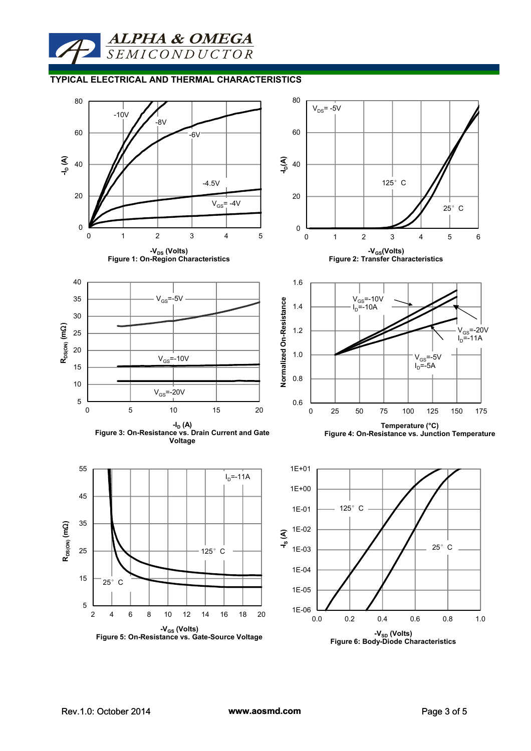## TYPICAL ELECTRICAL AND THERMAL CHARACTERISTICS

Figure 1: On-Region Characteristics

Figure 2: Transfer Characteristics

Figure 3: On-Resistance vs. Drain Current and Gate Voltage

Figure 4: On-Resistance vs. Junction Temperature

Figure 5: On-Resistance vs. Gate-Source Voltage

Figure 6: Body-Diode Characteristics

Rev.1.0: October 2014 www.aosmd.com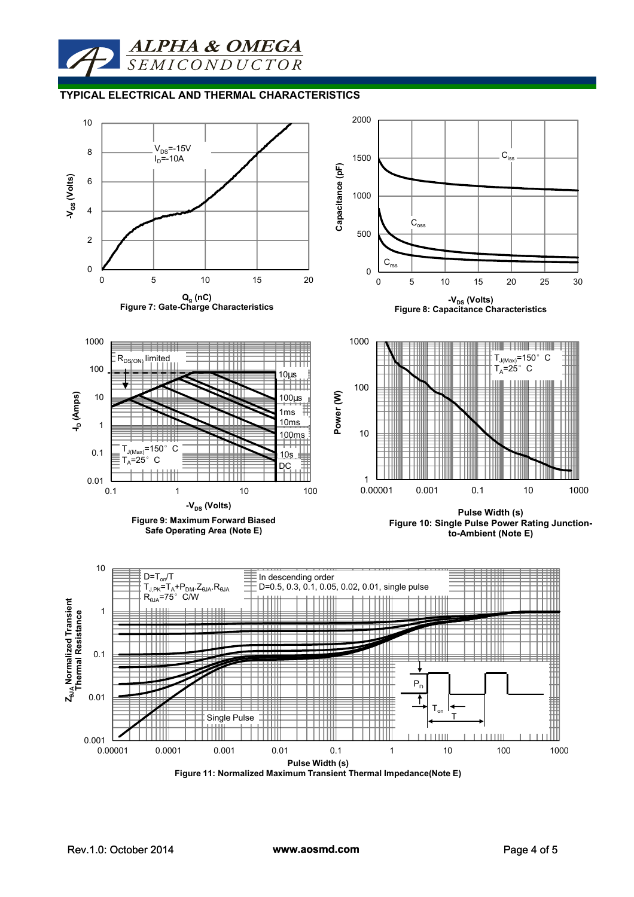## TYPICAL ELECTRICAL AND THERMAL CHARACTERISTICS

$V_{DS}$=-15V
$I_D$=-10A

$-V_{GS}$ (Volts)

$Q_g$ (nC)

Figure 7: Gate-Charge Characteristics

$C_{iss}$

$C_{oss}$

$C_{rss}$

Capacitance (pF)

$-V_{DS}$ (Volts)

Figure 8: Capacitance Characteristics

$R_{DS(ON)}$ limited

10µs

100µs

1ms

10ms

100ms

10s

DC

$T_{J(Max)}$=150° C
$T_A$=25° C

$-I_D$ (Amps)

$-V_{DS}$ (Volts)

Figure 9: Maximum Forward Biased Safe Operating Area (Note E)

$T_{J(Max)}$=150° C
$T_A$=25° C

Power (W)

Pulse Width (s)

Figure 10: Single Pulse Power Rating Junction-to-Ambient (Note E)

D=$T_{on}$/T
$T_{J,PK}=T_A+P_{DM}.Z_{\theta JA}.R_{\theta JA}$
$R_{\theta JA}$=75° C/W

In descending order
D=0.5, 0.3, 0.1, 0.05, 0.02, 0.01, single pulse

Single Pulse

$P_D$

$T_{on}$

T

$Z_{\theta JA}$ Normalized Transient Thermal Resistance

Pulse Width (s)

Figure 11: Normalized Maximum Transient Thermal Impedance(Note E)

Rev.1.0: October 2014 www.aosmd.com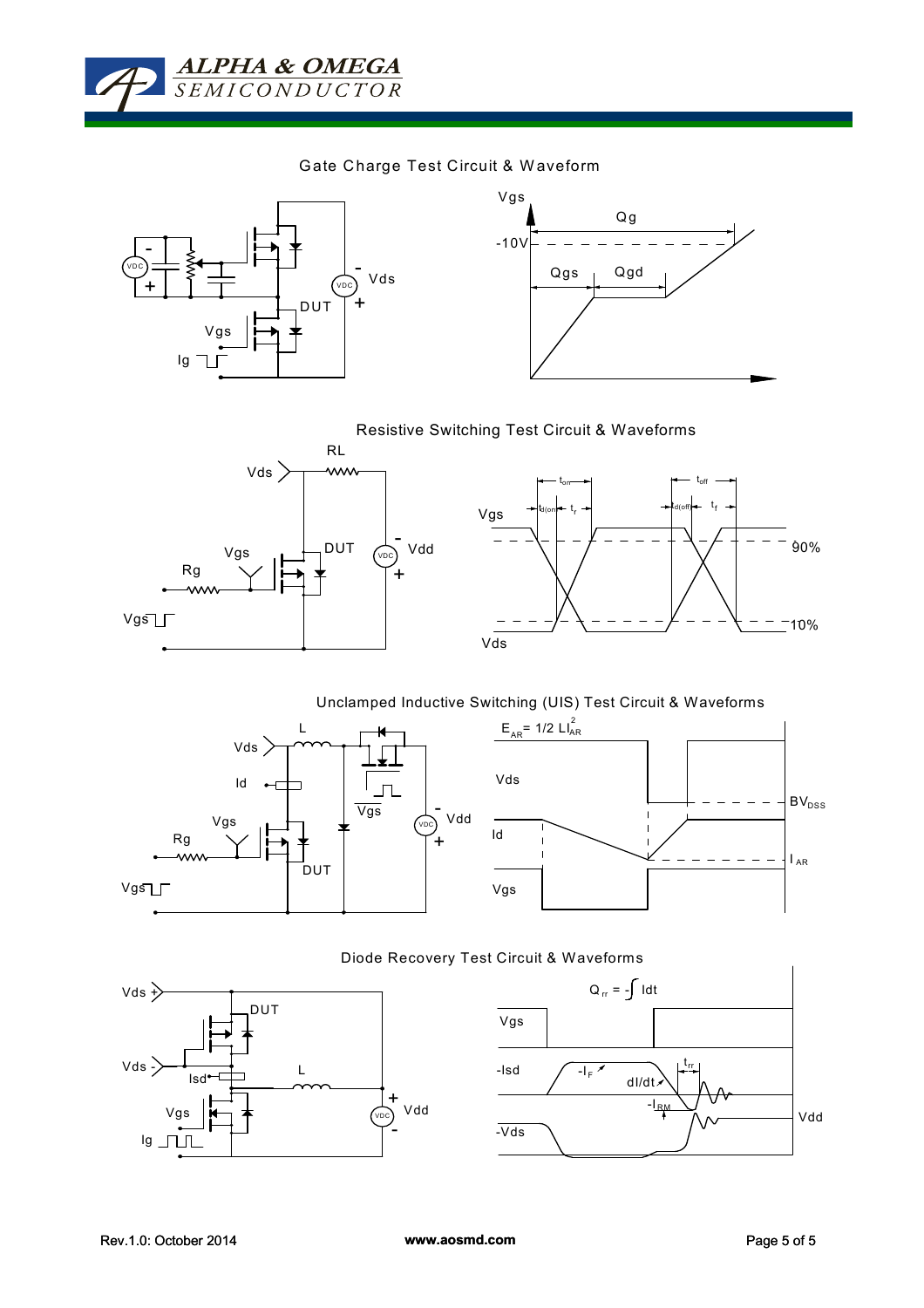## Gate Charge Test Circuit & Waveform

Vds
DUT
Vgs
Ig
VDC

Vgs
Qg
-10V
Qgs
Qgd

## Resistive Switching Test Circuit & Waveforms

RL
Vds
Vgs
DUT
Vdd
Rg
Vgs

$t_{on}$
$t_{off}$
$t_{d(on)}$
$t_r$
$t_{d(off)}$
$t_f$
Vgs
90%
10%
Vds

## Unclamped Inductive Switching (UIS) Test Circuit & Waveforms

L
Vds
Id
Vgs
Rg
Vgs
DUT
Vdd

$E_{AR} = 1/2\ LI_{AR}^2$
Vds
$BV_{DSS}$
Id
$I_{AR}$
Vgs

## Diode Recovery Test Circuit & Waveforms

Vds +
DUT
Vds -
Isd
L
Vgs
Vdd
Ig

$Q_{rr} = -\int Idt$
Vgs
-Isd
$-I_F$
dI/dt
$t_{rr}$
$-I_{RM}$
-Vds
Vdd